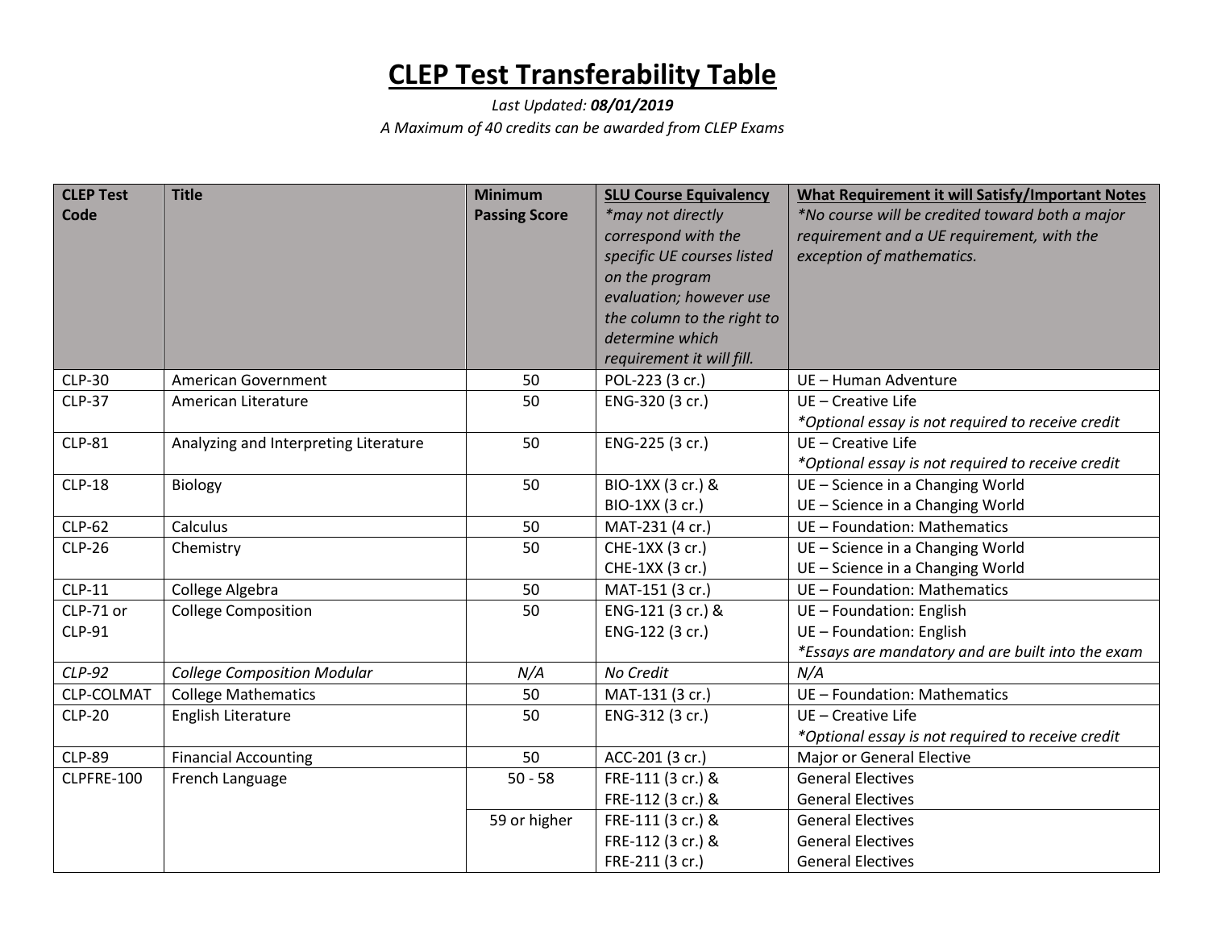# CLEP Test Transferability Table

*Last Updated: **08/01/2019***

*A Maximum of 40 credits can be awarded from CLEP Exams*

| CLEP Test Code | Title | Minimum Passing Score | SLU Course Equivalency *may not directly correspond with the specific UE courses listed on the program evaluation; however use the column to the right to determine which requirement it will fill.* | What Requirement it will Satisfy/Important Notes *No course will be credited toward both a major requirement and a UE requirement, with the exception of mathematics.* |
|---|---|---|---|---|
| CLP-30 | American Government | 50 | POL-223 (3 cr.) | UE – Human Adventure |
| CLP-37 | American Literature | 50 | ENG-320 (3 cr.) | UE – Creative Life<br>*Optional essay is not required to receive credit* |
| CLP-81 | Analyzing and Interpreting Literature | 50 | ENG-225 (3 cr.) | UE – Creative Life<br>*Optional essay is not required to receive credit* |
| CLP-18 | Biology | 50 | BIO-1XX (3 cr.) &<br>BIO-1XX (3 cr.) | UE – Science in a Changing World<br>UE – Science in a Changing World |
| CLP-62 | Calculus | 50 | MAT-231 (4 cr.) | UE – Foundation: Mathematics |
| CLP-26 | Chemistry | 50 | CHE-1XX (3 cr.)<br>CHE-1XX (3 cr.) | UE – Science in a Changing World<br>UE – Science in a Changing World |
| CLP-11 | College Algebra | 50 | MAT-151 (3 cr.) | UE – Foundation: Mathematics |
| CLP-71 or CLP-91 | College Composition | 50 | ENG-121 (3 cr.) &<br>ENG-122 (3 cr.) | UE – Foundation: English<br>UE – Foundation: English<br>*Essays are mandatory and are built into the exam* |
| *CLP-92* | *College Composition Modular* | *N/A* | *No Credit* | *N/A* |
| CLP-COLMAT | College Mathematics | 50 | MAT-131 (3 cr.) | UE – Foundation: Mathematics |
| CLP-20 | English Literature | 50 | ENG-312 (3 cr.) | UE – Creative Life<br>*Optional essay is not required to receive credit* |
| CLP-89 | Financial Accounting | 50 | ACC-201 (3 cr.) | Major or General Elective |
| CLPFRE-100 | French Language | 50 - 58 | FRE-111 (3 cr.) &<br>FRE-112 (3 cr.) & | General Electives<br>General Electives |
| | | 59 or higher | FRE-111 (3 cr.) &<br>FRE-112 (3 cr.) &<br>FRE-211 (3 cr.) | General Electives<br>General Electives<br>General Electives |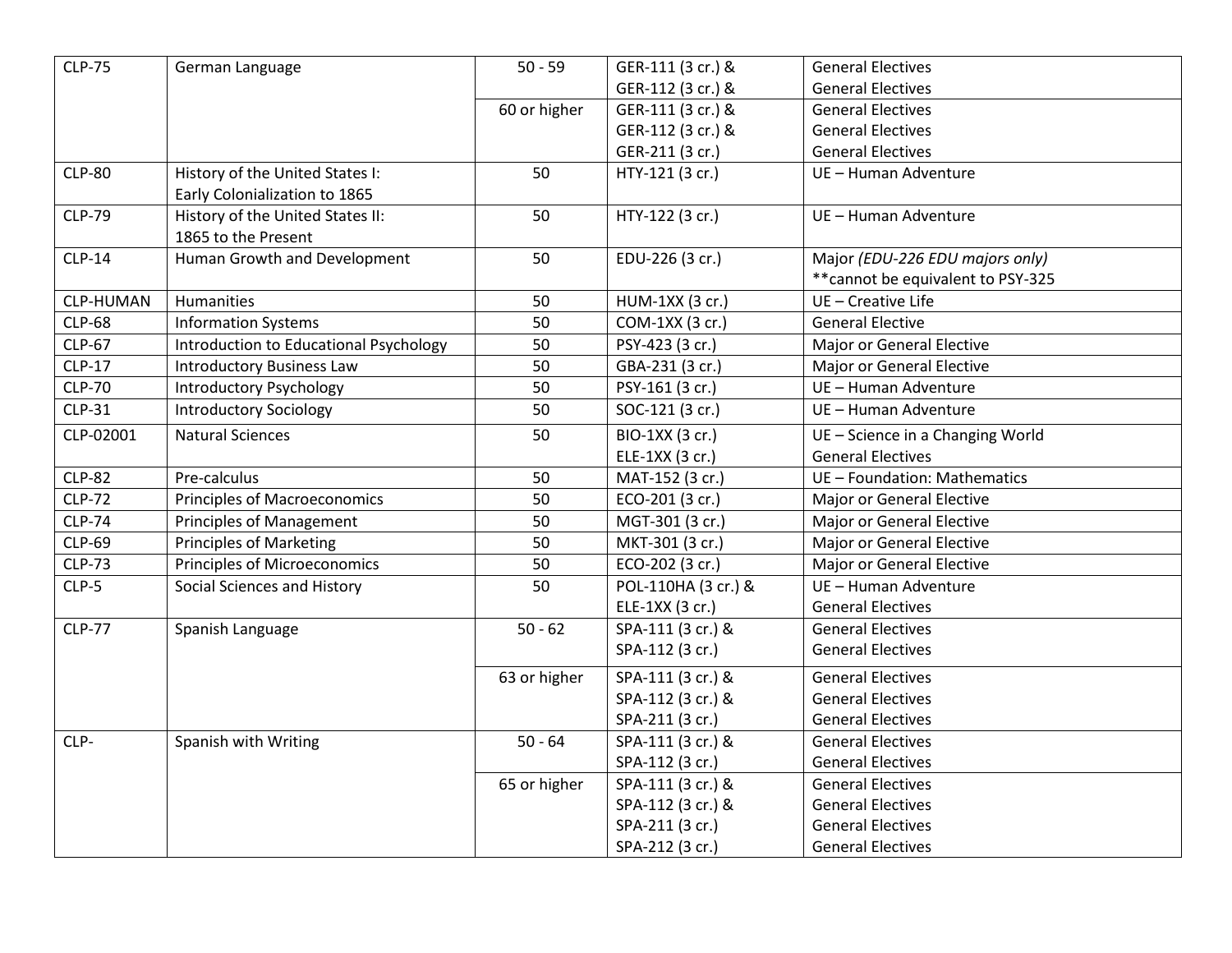| CLP-75 | German Language | 50 - 59 | GER-111 (3 cr.) &<br>GER-112 (3 cr.) & | General Electives<br>General Electives |
|---|---|---|---|---|
| | | 60 or higher | GER-111 (3 cr.) &<br>GER-112 (3 cr.) &<br>GER-211 (3 cr.) | General Electives<br>General Electives<br>General Electives |
| CLP-80 | History of the United States I:<br>Early Colonialization to 1865 | 50 | HTY-121 (3 cr.) | UE – Human Adventure |
| CLP-79 | History of the United States II:<br>1865 to the Present | 50 | HTY-122 (3 cr.) | UE – Human Adventure |
| CLP-14 | Human Growth and Development | 50 | EDU-226 (3 cr.) | Major *(EDU-226 EDU majors only)*<br>**cannot be equivalent to PSY-325 |
| CLP-HUMAN | Humanities | 50 | HUM-1XX (3 cr.) | UE – Creative Life |
| CLP-68 | Information Systems | 50 | COM-1XX (3 cr.) | General Elective |
| CLP-67 | Introduction to Educational Psychology | 50 | PSY-423 (3 cr.) | Major or General Elective |
| CLP-17 | Introductory Business Law | 50 | GBA-231 (3 cr.) | Major or General Elective |
| CLP-70 | Introductory Psychology | 50 | PSY-161 (3 cr.) | UE – Human Adventure |
| CLP-31 | Introductory Sociology | 50 | SOC-121 (3 cr.) | UE – Human Adventure |
| CLP-02001 | Natural Sciences | 50 | BIO-1XX (3 cr.)<br>ELE-1XX (3 cr.) | UE – Science in a Changing World<br>General Electives |
| CLP-82 | Pre-calculus | 50 | MAT-152 (3 cr.) | UE – Foundation: Mathematics |
| CLP-72 | Principles of Macroeconomics | 50 | ECO-201 (3 cr.) | Major or General Elective |
| CLP-74 | Principles of Management | 50 | MGT-301 (3 cr.) | Major or General Elective |
| CLP-69 | Principles of Marketing | 50 | MKT-301 (3 cr.) | Major or General Elective |
| CLP-73 | Principles of Microeconomics | 50 | ECO-202 (3 cr.) | Major or General Elective |
| CLP-5 | Social Sciences and History | 50 | POL-110HA (3 cr.) &<br>ELE-1XX (3 cr.) | UE – Human Adventure<br>General Electives |
| CLP-77 | Spanish Language | 50 - 62 | SPA-111 (3 cr.) &<br>SPA-112 (3 cr.) | General Electives<br>General Electives |
| | | 63 or higher | SPA-111 (3 cr.) &<br>SPA-112 (3 cr.) &<br>SPA-211 (3 cr.) | General Electives<br>General Electives<br>General Electives |
| CLP- | Spanish with Writing | 50 - 64 | SPA-111 (3 cr.) &<br>SPA-112 (3 cr.) | General Electives<br>General Electives |
| | | 65 or higher | SPA-111 (3 cr.) &<br>SPA-112 (3 cr.) &<br>SPA-211 (3 cr.)<br>SPA-212 (3 cr.) | General Electives<br>General Electives<br>General Electives<br>General Electives |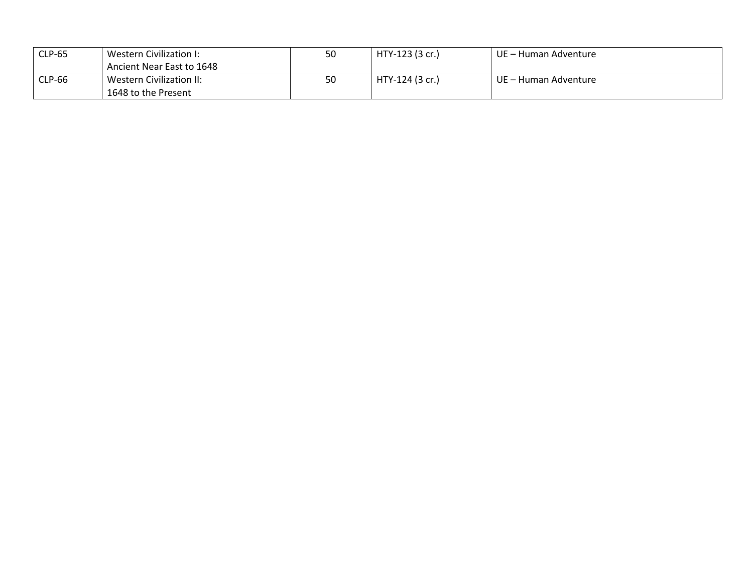| | | | | |
|---|---|---|---|---|
| CLP-65 | Western Civilization I:<br>Ancient Near East to 1648 | 50 | HTY-123 (3 cr.) | UE – Human Adventure |
| CLP-66 | Western Civilization II:<br>1648 to the Present | 50 | HTY-124 (3 cr.) | UE – Human Adventure |